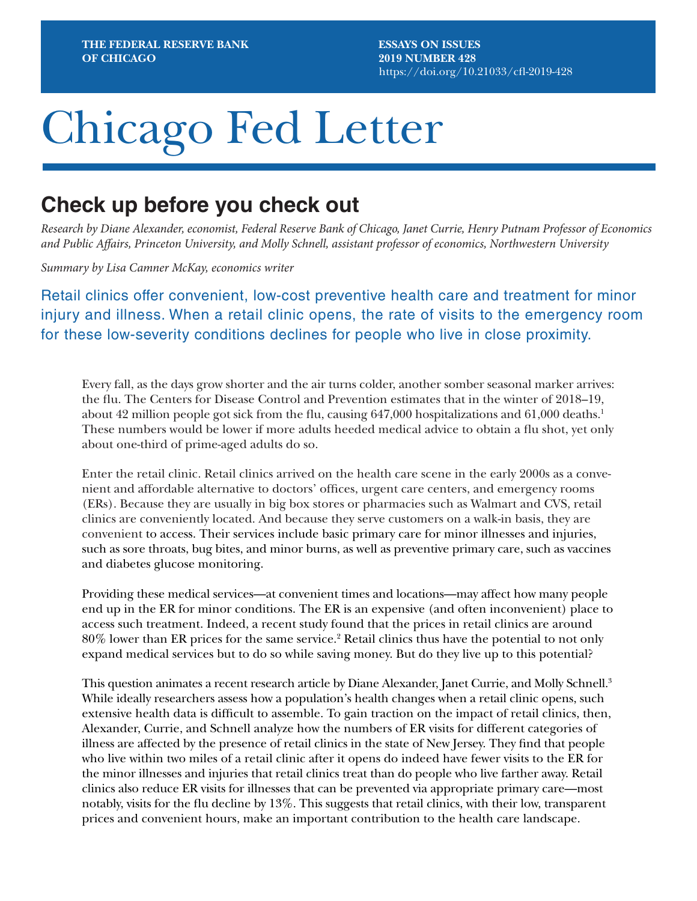THE FEDERAL RESERVE BANK OF CHICAGO

ESSAYS ON ISSUES
2019 NUMBER 428
https://doi.org/10.21033/cfl-2019-428

# Chicago Fed Letter

## Check up before you check out

*Research by Diane Alexander, economist, Federal Reserve Bank of Chicago, Janet Currie, Henry Putnam Professor of Economics and Public Affairs, Princeton University, and Molly Schnell, assistant professor of economics, Northwestern University*

*Summary by Lisa Camner McKay, economics writer*

Retail clinics offer convenient, low-cost preventive health care and treatment for minor injury and illness. When a retail clinic opens, the rate of visits to the emergency room for these low-severity conditions declines for people who live in close proximity.

Every fall, as the days grow shorter and the air turns colder, another somber seasonal marker arrives: the flu. The Centers for Disease Control and Prevention estimates that in the winter of 2018–19, about 42 million people got sick from the flu, causing 647,000 hospitalizations and 61,000 deaths.[1] These numbers would be lower if more adults heeded medical advice to obtain a flu shot, yet only about one-third of prime-aged adults do so.

Enter the retail clinic. Retail clinics arrived on the health care scene in the early 2000s as a convenient and affordable alternative to doctors' offices, urgent care centers, and emergency rooms (ERs). Because they are usually in big box stores or pharmacies such as Walmart and CVS, retail clinics are conveniently located. And because they serve customers on a walk-in basis, they are convenient to access. Their services include basic primary care for minor illnesses and injuries, such as sore throats, bug bites, and minor burns, as well as preventive primary care, such as vaccines and diabetes glucose monitoring.

Providing these medical services—at convenient times and locations—may affect how many people end up in the ER for minor conditions. The ER is an expensive (and often inconvenient) place to access such treatment. Indeed, a recent study found that the prices in retail clinics are around 80% lower than ER prices for the same service.[2] Retail clinics thus have the potential to not only expand medical services but to do so while saving money. But do they live up to this potential?

This question animates a recent research article by Diane Alexander, Janet Currie, and Molly Schnell.[3] While ideally researchers assess how a population's health changes when a retail clinic opens, such extensive health data is difficult to assemble. To gain traction on the impact of retail clinics, then, Alexander, Currie, and Schnell analyze how the numbers of ER visits for different categories of illness are affected by the presence of retail clinics in the state of New Jersey. They find that people who live within two miles of a retail clinic after it opens do indeed have fewer visits to the ER for the minor illnesses and injuries that retail clinics treat than do people who live farther away. Retail clinics also reduce ER visits for illnesses that can be prevented via appropriate primary care—most notably, visits for the flu decline by 13%. This suggests that retail clinics, with their low, transparent prices and convenient hours, make an important contribution to the health care landscape.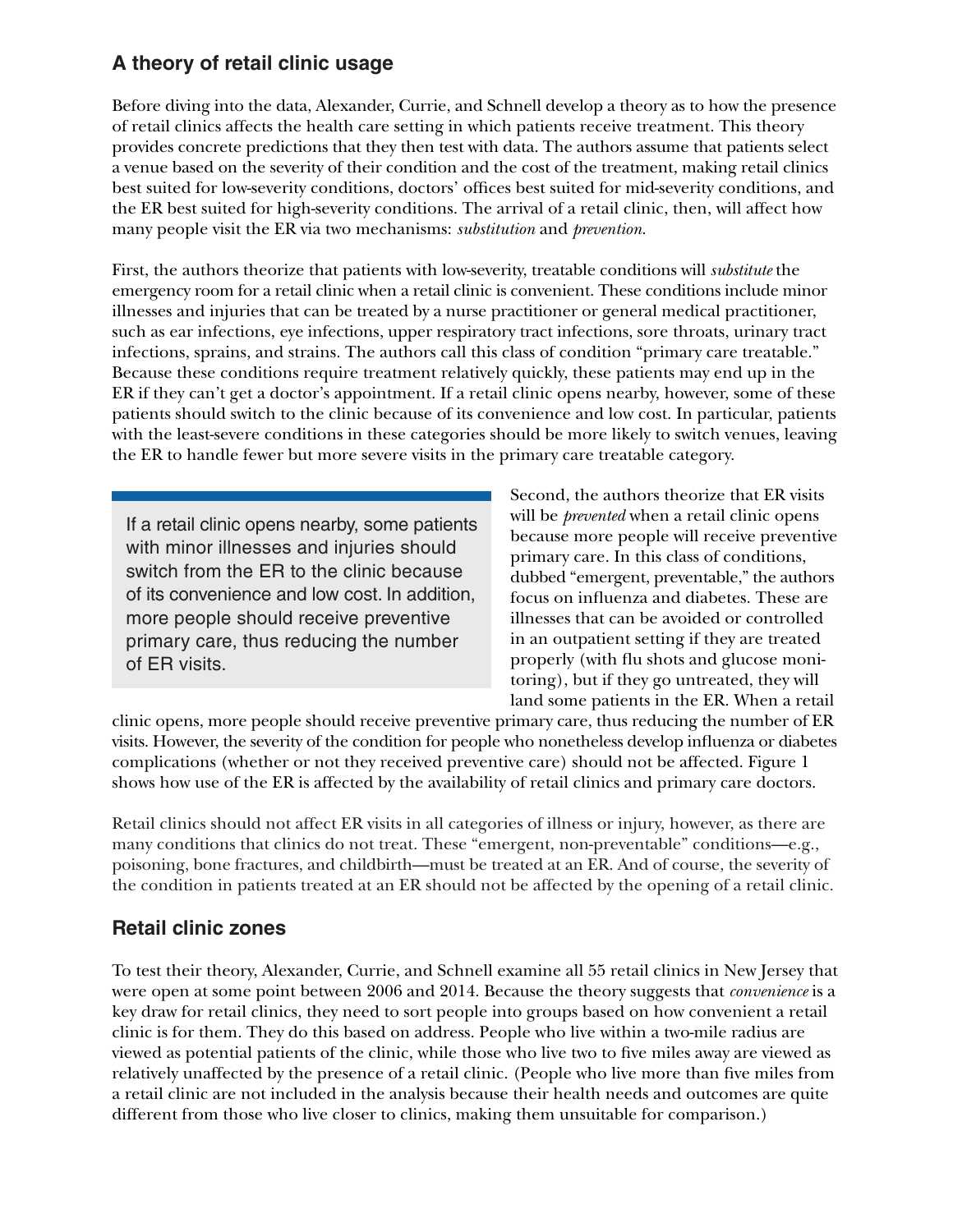## A theory of retail clinic usage

Before diving into the data, Alexander, Currie, and Schnell develop a theory as to how the presence of retail clinics affects the health care setting in which patients receive treatment. This theory provides concrete predictions that they then test with data. The authors assume that patients select a venue based on the severity of their condition and the cost of the treatment, making retail clinics best suited for low-severity conditions, doctors' offices best suited for mid-severity conditions, and the ER best suited for high-severity conditions. The arrival of a retail clinic, then, will affect how many people visit the ER via two mechanisms: *substitution* and *prevention*.

First, the authors theorize that patients with low-severity, treatable conditions will *substitute* the emergency room for a retail clinic when a retail clinic is convenient. These conditions include minor illnesses and injuries that can be treated by a nurse practitioner or general medical practitioner, such as ear infections, eye infections, upper respiratory tract infections, sore throats, urinary tract infections, sprains, and strains. The authors call this class of condition "primary care treatable." Because these conditions require treatment relatively quickly, these patients may end up in the ER if they can't get a doctor's appointment. If a retail clinic opens nearby, however, some of these patients should switch to the clinic because of its convenience and low cost. In particular, patients with the least-severe conditions in these categories should be more likely to switch venues, leaving the ER to handle fewer but more severe visits in the primary care treatable category.

> If a retail clinic opens nearby, some patients with minor illnesses and injuries should switch from the ER to the clinic because of its convenience and low cost. In addition, more people should receive preventive primary care, thus reducing the number of ER visits.

Second, the authors theorize that ER visits will be *prevented* when a retail clinic opens because more people will receive preventive primary care. In this class of conditions, dubbed "emergent, preventable," the authors focus on influenza and diabetes. These are illnesses that can be avoided or controlled in an outpatient setting if they are treated properly (with flu shots and glucose monitoring), but if they go untreated, they will land some patients in the ER. When a retail clinic opens, more people should receive preventive primary care, thus reducing the number of ER visits. However, the severity of the condition for people who nonetheless develop influenza or diabetes complications (whether or not they received preventive care) should not be affected. Figure 1 shows how use of the ER is affected by the availability of retail clinics and primary care doctors.

Retail clinics should not affect ER visits in all categories of illness or injury, however, as there are many conditions that clinics do not treat. These "emergent, non-preventable" conditions—e.g., poisoning, bone fractures, and childbirth—must be treated at an ER. And of course, the severity of the condition in patients treated at an ER should not be affected by the opening of a retail clinic.

## Retail clinic zones

To test their theory, Alexander, Currie, and Schnell examine all 55 retail clinics in New Jersey that were open at some point between 2006 and 2014. Because the theory suggests that *convenience* is a key draw for retail clinics, they need to sort people into groups based on how convenient a retail clinic is for them. They do this based on address. People who live within a two-mile radius are viewed as potential patients of the clinic, while those who live two to five miles away are viewed as relatively unaffected by the presence of a retail clinic. (People who live more than five miles from a retail clinic are not included in the analysis because their health needs and outcomes are quite different from those who live closer to clinics, making them unsuitable for comparison.)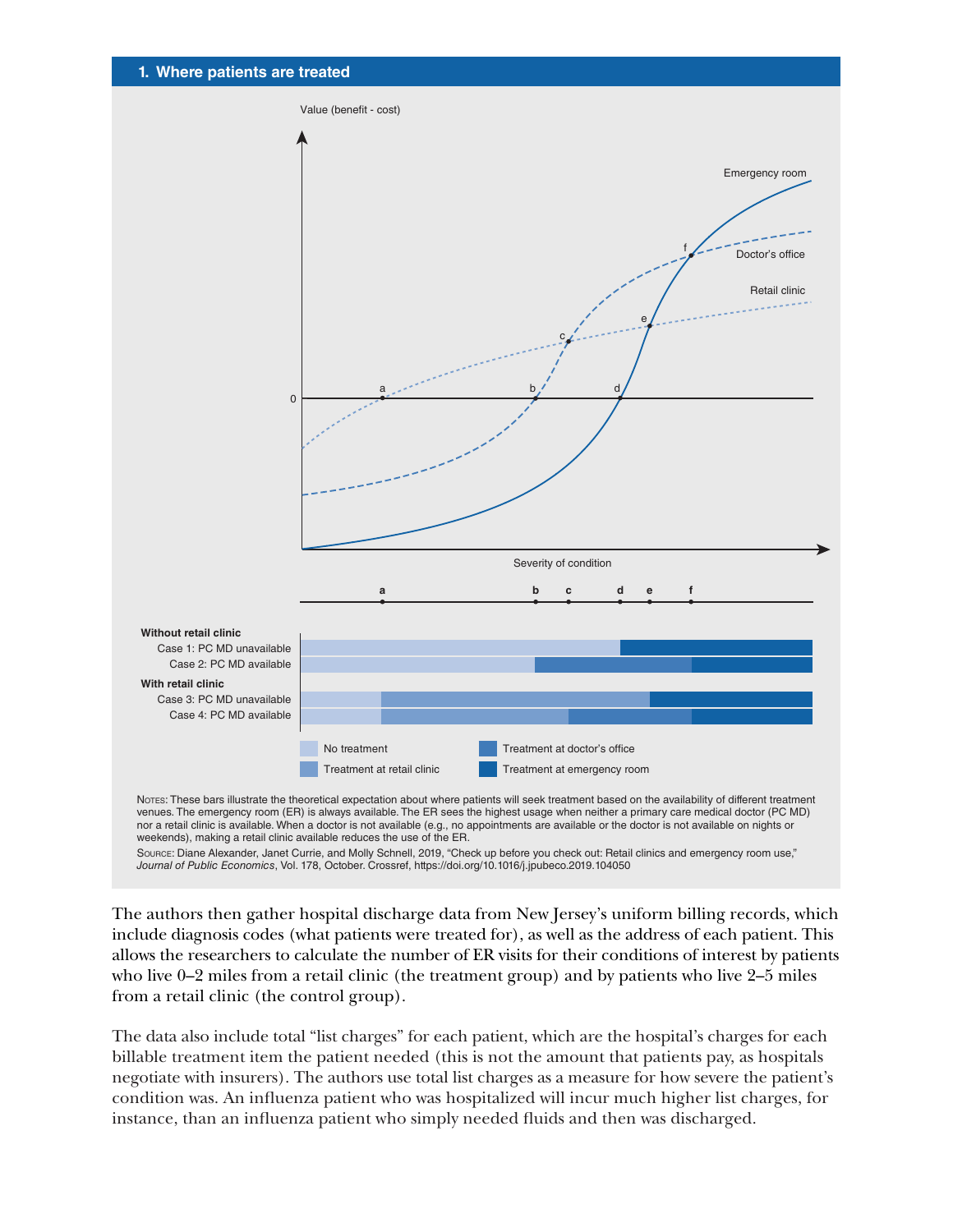## 1. Where patients are treated

NOTES: These bars illustrate the theoretical expectation about where patients will seek treatment based on the availability of different treatment venues. The emergency room (ER) is always available. The ER sees the highest usage when neither a primary care medical doctor (PC MD) nor a retail clinic is available. When a doctor is not available (e.g., no appointments are available or the doctor is not available on nights or weekends), making a retail clinic available reduces the use of the ER.

SOURCE: Diane Alexander, Janet Currie, and Molly Schnell, 2019, "Check up before you check out: Retail clinics and emergency room use," *Journal of Public Economics*, Vol. 178, October. Crossref, https://doi.org/10.1016/j.jpubeco.2019.104050

The authors then gather hospital discharge data from New Jersey's uniform billing records, which include diagnosis codes (what patients were treated for), as well as the address of each patient. This allows the researchers to calculate the number of ER visits for their conditions of interest by patients who live 0–2 miles from a retail clinic (the treatment group) and by patients who live 2–5 miles from a retail clinic (the control group).

The data also include total "list charges" for each patient, which are the hospital's charges for each billable treatment item the patient needed (this is not the amount that patients pay, as hospitals negotiate with insurers). The authors use total list charges as a measure for how severe the patient's condition was. An influenza patient who was hospitalized will incur much higher list charges, for instance, than an influenza patient who simply needed fluids and then was discharged.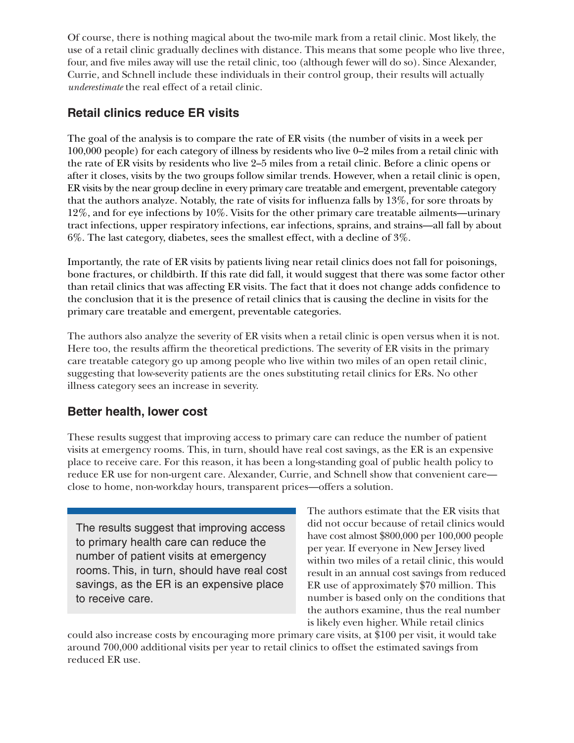Of course, there is nothing magical about the two-mile mark from a retail clinic. Most likely, the use of a retail clinic gradually declines with distance. This means that some people who live three, four, and five miles away will use the retail clinic, too (although fewer will do so). Since Alexander, Currie, and Schnell include these individuals in their control group, their results will actually *underestimate* the real effect of a retail clinic.

## Retail clinics reduce ER visits

The goal of the analysis is to compare the rate of ER visits (the number of visits in a week per 100,000 people) for each category of illness by residents who live 0–2 miles from a retail clinic with the rate of ER visits by residents who live 2–5 miles from a retail clinic. Before a clinic opens or after it closes, visits by the two groups follow similar trends. However, when a retail clinic is open, ER visits by the near group decline in every primary care treatable and emergent, preventable category that the authors analyze. Notably, the rate of visits for influenza falls by 13%, for sore throats by 12%, and for eye infections by 10%. Visits for the other primary care treatable ailments—urinary tract infections, upper respiratory infections, ear infections, sprains, and strains—all fall by about 6%. The last category, diabetes, sees the smallest effect, with a decline of 3%.

Importantly, the rate of ER visits by patients living near retail clinics does not fall for poisonings, bone fractures, or childbirth. If this rate did fall, it would suggest that there was some factor other than retail clinics that was affecting ER visits. The fact that it does not change adds confidence to the conclusion that it is the presence of retail clinics that is causing the decline in visits for the primary care treatable and emergent, preventable categories.

The authors also analyze the severity of ER visits when a retail clinic is open versus when it is not. Here too, the results affirm the theoretical predictions. The severity of ER visits in the primary care treatable category go up among people who live within two miles of an open retail clinic, suggesting that low-severity patients are the ones substituting retail clinics for ERs. No other illness category sees an increase in severity.

## Better health, lower cost

These results suggest that improving access to primary care can reduce the number of patient visits at emergency rooms. This, in turn, should have real cost savings, as the ER is an expensive place to receive care. For this reason, it has been a long-standing goal of public health policy to reduce ER use for non-urgent care. Alexander, Currie, and Schnell show that convenient care—close to home, non-workday hours, transparent prices—offers a solution.

> The results suggest that improving access to primary health care can reduce the number of patient visits at emergency rooms. This, in turn, should have real cost savings, as the ER is an expensive place to receive care.

The authors estimate that the ER visits that did not occur because of retail clinics would have cost almost $800,000 per 100,000 people per year. If everyone in New Jersey lived within two miles of a retail clinic, this would result in an annual cost savings from reduced ER use of approximately $70 million. This number is based only on the conditions that the authors examine, thus the real number is likely even higher. While retail clinics could also increase costs by encouraging more primary care visits, at $100 per visit, it would take around 700,000 additional visits per year to retail clinics to offset the estimated savings from reduced ER use.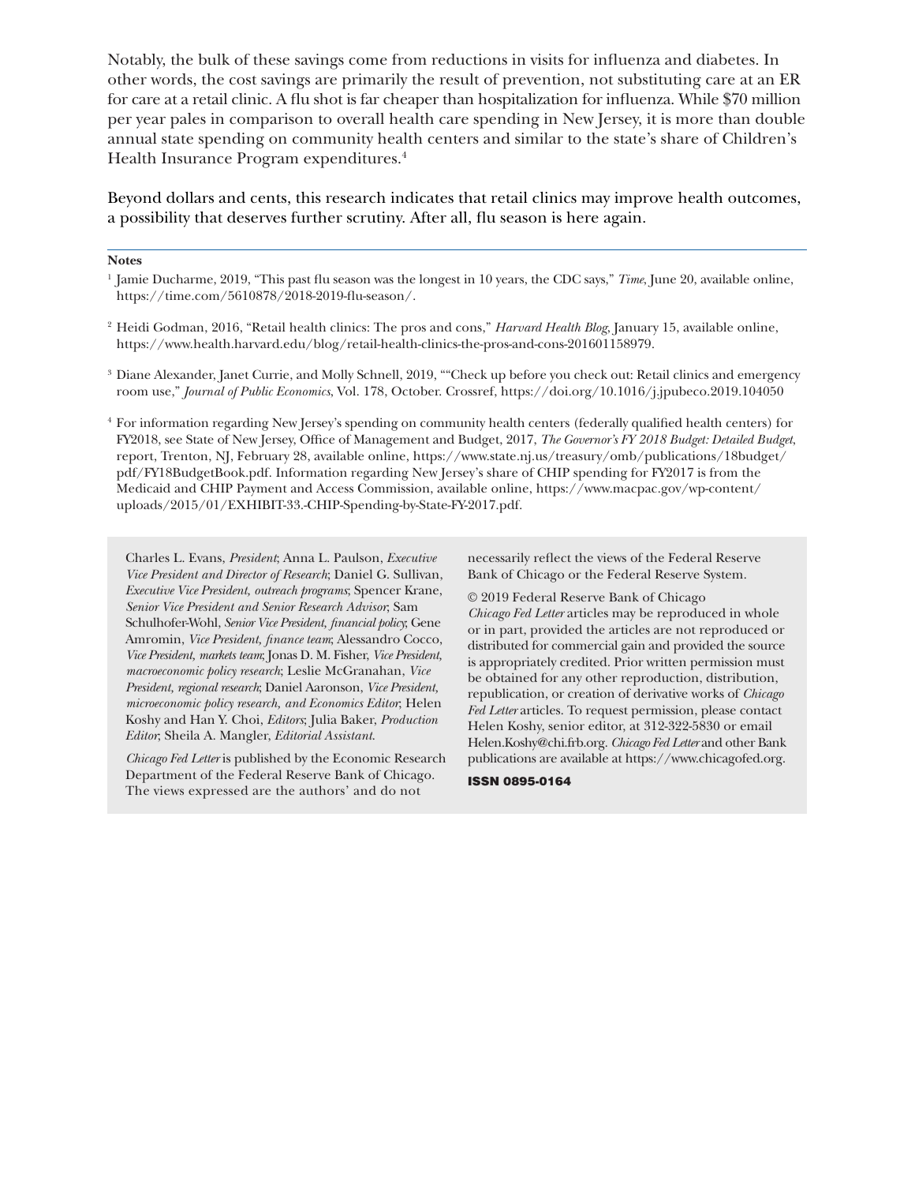Notably, the bulk of these savings come from reductions in visits for influenza and diabetes. In other words, the cost savings are primarily the result of prevention, not substituting care at an ER for care at a retail clinic. A flu shot is far cheaper than hospitalization for influenza. While $70 million per year pales in comparison to overall health care spending in New Jersey, it is more than double annual state spending on community health centers and similar to the state's share of Children's Health Insurance Program expenditures.[4]

Beyond dollars and cents, this research indicates that retail clinics may improve health outcomes, a possibility that deserves further scrutiny. After all, flu season is here again.

**Notes**

[1] Jamie Ducharme, 2019, "This past flu season was the longest in 10 years, the CDC says," *Time*, June 20, available online, https://time.com/5610878/2018-2019-flu-season/.

[2] Heidi Godman, 2016, "Retail health clinics: The pros and cons," *Harvard Health Blog*, January 15, available online, https://www.health.harvard.edu/blog/retail-health-clinics-the-pros-and-cons-201601158979.

[3] Diane Alexander, Janet Currie, and Molly Schnell, 2019, ""Check up before you check out: Retail clinics and emergency room use," *Journal of Public Economics*, Vol. 178, October. Crossref, https://doi.org/10.1016/j.jpubeco.2019.104050

[4] For information regarding New Jersey's spending on community health centers (federally qualified health centers) for FY2018, see State of New Jersey, Office of Management and Budget, 2017, *The Governor's FY 2018 Budget: Detailed Budget*, report, Trenton, NJ, February 28, available online, https://www.state.nj.us/treasury/omb/publications/18budget/pdf/FY18BudgetBook.pdf. Information regarding New Jersey's share of CHIP spending for FY2017 is from the Medicaid and CHIP Payment and Access Commission, available online, https://www.macpac.gov/wp-content/uploads/2015/01/EXHIBIT-33.-CHIP-Spending-by-State-FY-2017.pdf.

Charles L. Evans, *President*; Anna L. Paulson, *Executive Vice President and Director of Research*; Daniel G. Sullivan, *Executive Vice President, outreach programs*; Spencer Krane, *Senior Vice President and Senior Research Advisor*; Sam Schulhofer-Wohl, *Senior Vice President, financial policy*; Gene Amromin, *Vice President, finance team*; Alessandro Cocco, *Vice President, markets team*; Jonas D. M. Fisher, *Vice President, macroeconomic policy research*; Leslie McGranahan, *Vice President, regional research*; Daniel Aaronson, *Vice President, microeconomic policy research, and Economics Editor*; Helen Koshy and Han Y. Choi, *Editors*; Julia Baker, *Production Editor*; Sheila A. Mangler, *Editorial Assistant.*

*Chicago Fed Letter* is published by the Economic Research Department of the Federal Reserve Bank of Chicago. The views expressed are the authors' and do not necessarily reflect the views of the Federal Reserve Bank of Chicago or the Federal Reserve System.

© 2019 Federal Reserve Bank of Chicago
*Chicago Fed Letter* articles may be reproduced in whole or in part, provided the articles are not reproduced or distributed for commercial gain and provided the source is appropriately credited. Prior written permission must be obtained for any other reproduction, distribution, republication, or creation of derivative works of *Chicago Fed Letter* articles. To request permission, please contact Helen Koshy, senior editor, at 312-322-5830 or email Helen.Koshy@chi.frb.org. *Chicago Fed Letter* and other Bank publications are available at https://www.chicagofed.org.

**ISSN 0895-0164**